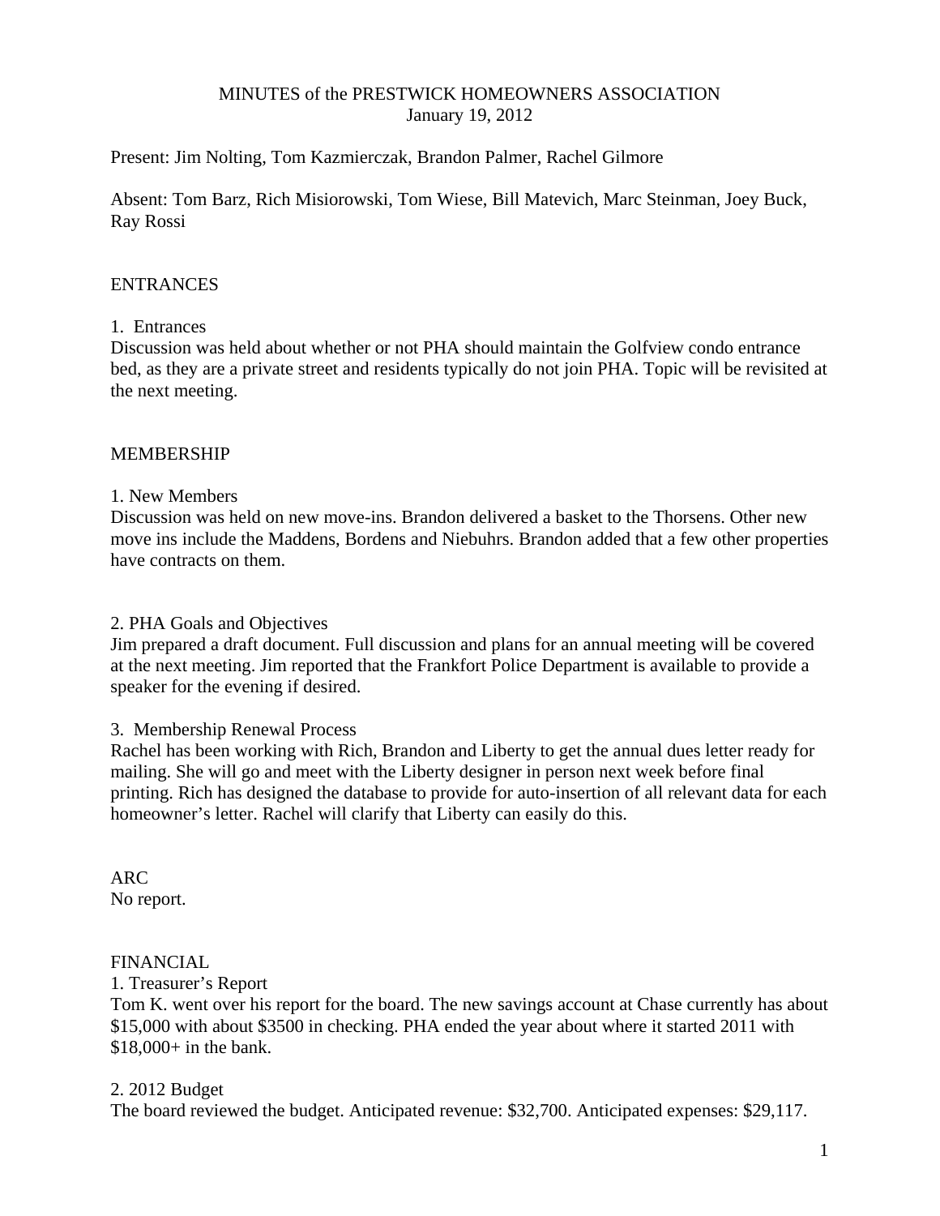# MINUTES of the PRESTWICK HOMEOWNERS ASSOCIATION
January 19, 2012

Present: Jim Nolting, Tom Kazmierczak, Brandon Palmer, Rachel Gilmore

Absent: Tom Barz, Rich Misiorowski, Tom Wiese, Bill Matevich, Marc Steinman, Joey Buck, Ray Rossi

## ENTRANCES

1. Entrances

Discussion was held about whether or not PHA should maintain the Golfview condo entrance bed, as they are a private street and residents typically do not join PHA. Topic will be revisited at the next meeting.

## MEMBERSHIP

1. New Members

Discussion was held on new move-ins. Brandon delivered a basket to the Thorsens. Other new move ins include the Maddens, Bordens and Niebuhrs. Brandon added that a few other properties have contracts on them.

2. PHA Goals and Objectives

Jim prepared a draft document. Full discussion and plans for an annual meeting will be covered at the next meeting. Jim reported that the Frankfort Police Department is available to provide a speaker for the evening if desired.

3. Membership Renewal Process

Rachel has been working with Rich, Brandon and Liberty to get the annual dues letter ready for mailing. She will go and meet with the Liberty designer in person next week before final printing. Rich has designed the database to provide for auto-insertion of all relevant data for each homeowner's letter. Rachel will clarify that Liberty can easily do this.

## ARC

No report.

## FINANCIAL

1. Treasurer's Report

Tom K. went over his report for the board. The new savings account at Chase currently has about $15,000 with about $3500 in checking. PHA ended the year about where it started 2011 with $18,000+ in the bank.

2. 2012 Budget

The board reviewed the budget. Anticipated revenue: $32,700. Anticipated expenses: $29,117.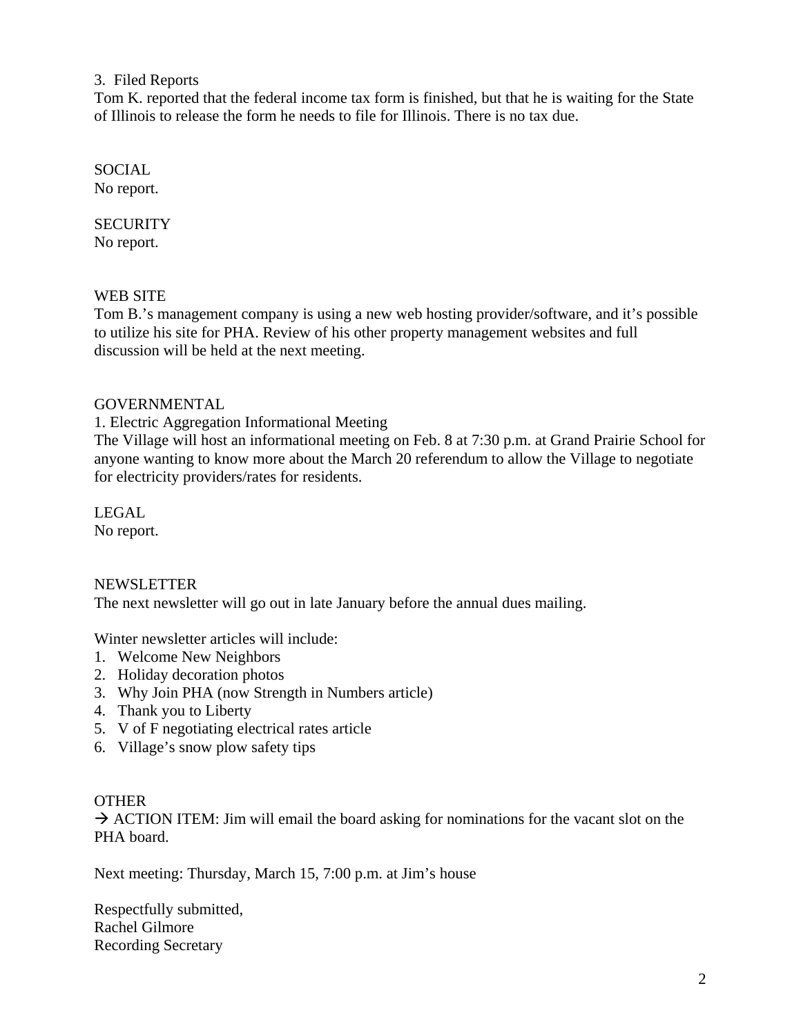3. Filed Reports

Tom K. reported that the federal income tax form is finished, but that he is waiting for the State of Illinois to release the form he needs to file for Illinois. There is no tax due.

SOCIAL

No report.

SECURITY

No report.

WEB SITE

Tom B.'s management company is using a new web hosting provider/software, and it's possible to utilize his site for PHA. Review of his other property management websites and full discussion will be held at the next meeting.

GOVERNMENTAL

1. Electric Aggregation Informational Meeting

The Village will host an informational meeting on Feb. 8 at 7:30 p.m. at Grand Prairie School for anyone wanting to know more about the March 20 referendum to allow the Village to negotiate for electricity providers/rates for residents.

LEGAL

No report.

NEWSLETTER

The next newsletter will go out in late January before the annual dues mailing.

Winter newsletter articles will include:

1. Welcome New Neighbors
2. Holiday decoration photos
3. Why Join PHA (now Strength in Numbers article)
4. Thank you to Liberty
5. V of F negotiating electrical rates article
6. Village's snow plow safety tips

OTHER

→ ACTION ITEM: Jim will email the board asking for nominations for the vacant slot on the PHA board.

Next meeting: Thursday, March 15, 7:00 p.m. at Jim's house

Respectfully submitted,
Rachel Gilmore
Recording Secretary